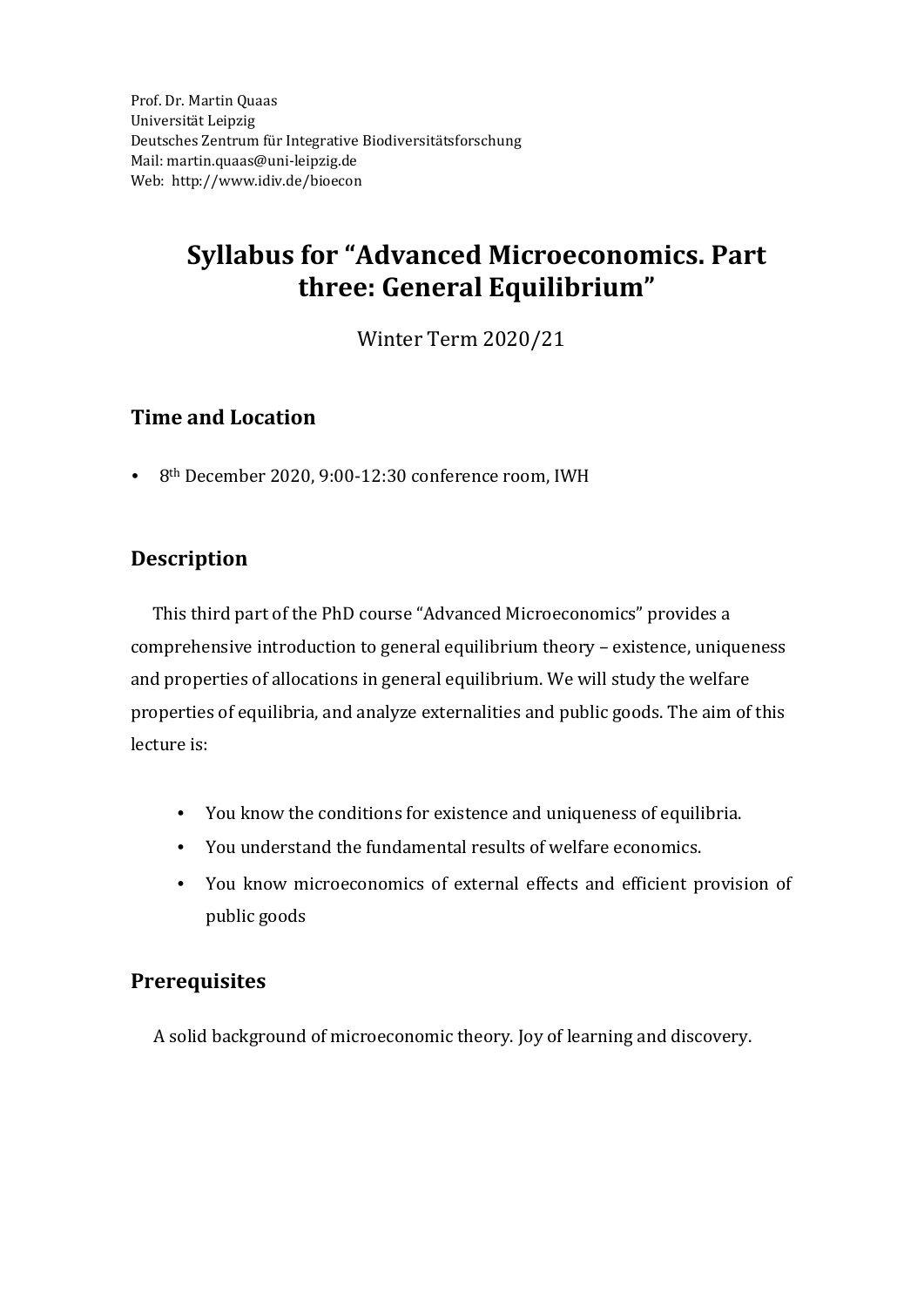Prof. Dr. Martin Quaas
Universität Leipzig
Deutsches Zentrum für Integrative Biodiversitätsforschung
Mail: martin.quaas@uni-leipzig.de
Web: http://www.idiv.de/bioecon

# Syllabus for "Advanced Microeconomics. Part three: General Equilibrium"

Winter Term 2020/21

## Time and Location

- 8th December 2020, 9:00-12:30 conference room, IWH

## Description

This third part of the PhD course "Advanced Microeconomics" provides a comprehensive introduction to general equilibrium theory – existence, uniqueness and properties of allocations in general equilibrium. We will study the welfare properties of equilibria, and analyze externalities and public goods. The aim of this lecture is:

- You know the conditions for existence and uniqueness of equilibria.
- You understand the fundamental results of welfare economics.
- You know microeconomics of external effects and efficient provision of public goods

## Prerequisites

A solid background of microeconomic theory. Joy of learning and discovery.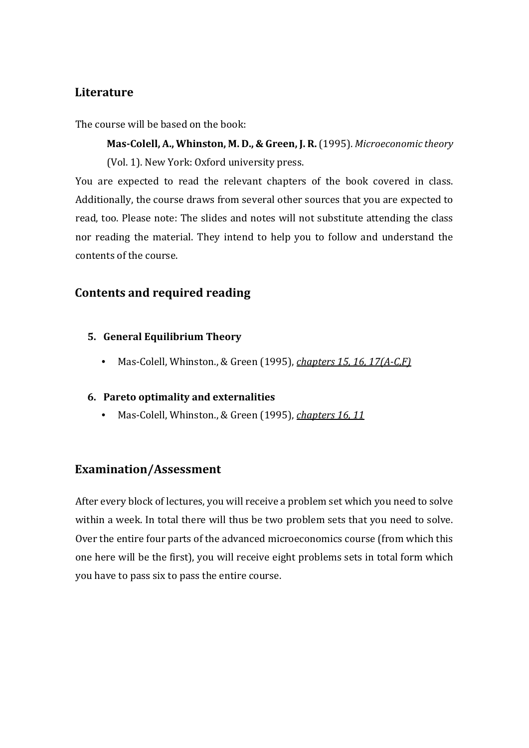## Literature

The course will be based on the book:

> **Mas-Colell, A., Whinston, M. D., & Green, J. R.** (1995). *Microeconomic theory* (Vol. 1). New York: Oxford university press.

You are expected to read the relevant chapters of the book covered in class. Additionally, the course draws from several other sources that you are expected to read, too. Please note: The slides and notes will not substitute attending the class nor reading the material. They intend to help you to follow and understand the contents of the course.

## Contents and required reading

5. **General Equilibrium Theory**
   - Mas-Colell, Whinston., & Green (1995), *chapters 15, 16, 17(A-C,F)*

6. **Pareto optimality and externalities**
   - Mas-Colell, Whinston., & Green (1995), *chapters 16, 11*

## Examination/Assessment

After every block of lectures, you will receive a problem set which you need to solve within a week. In total there will thus be two problem sets that you need to solve. Over the entire four parts of the advanced microeconomics course (from which this one here will be the first), you will receive eight problems sets in total form which you have to pass six to pass the entire course.